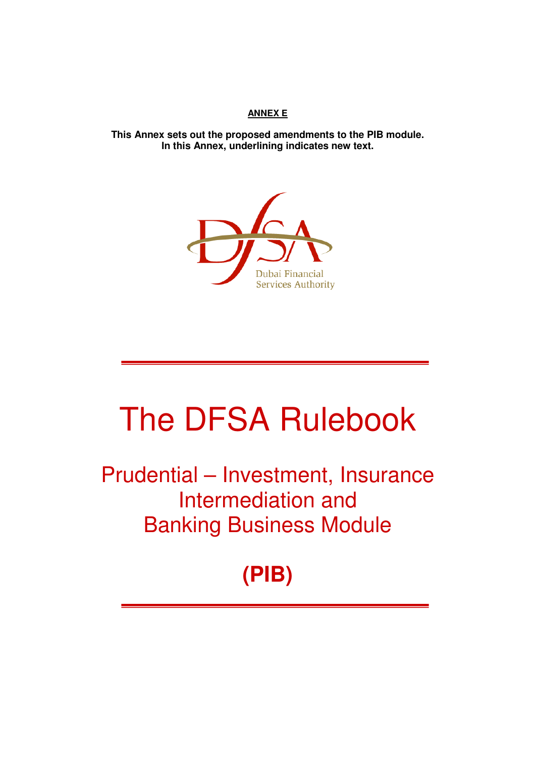**ANNEX E**

**This Annex sets out the proposed amendments to the PIB module.**
**In this Annex, underlining indicates new text.**

Dubai Financial Services Authority

# The DFSA Rulebook

## Prudential – Investment, Insurance Intermediation and Banking Business Module

## (PIB)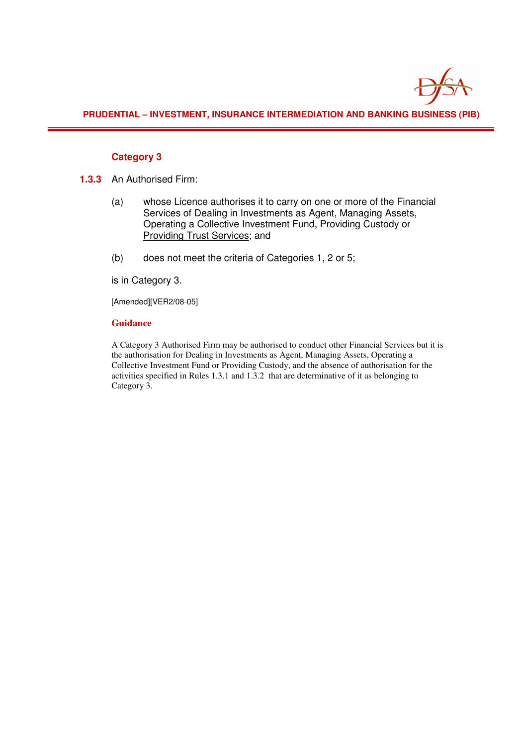### Category 3

**1.3.3** An Authorised Firm:

(a) whose Licence authorises it to carry on one or more of the Financial Services of Dealing in Investments as Agent, Managing Assets, Operating a Collective Investment Fund, Providing Custody or Providing Trust Services; and

(b) does not meet the criteria of Categories 1, 2 or 5;

is in Category 3.

[Amended][VER2/08-05]

#### Guidance

A Category 3 Authorised Firm may be authorised to conduct other Financial Services but it is the authorisation for Dealing in Investments as Agent, Managing Assets, Operating a Collective Investment Fund or Providing Custody, and the absence of authorisation for the activities specified in Rules 1.3.1 and 1.3.2 that are determinative of it as belonging to Category 3.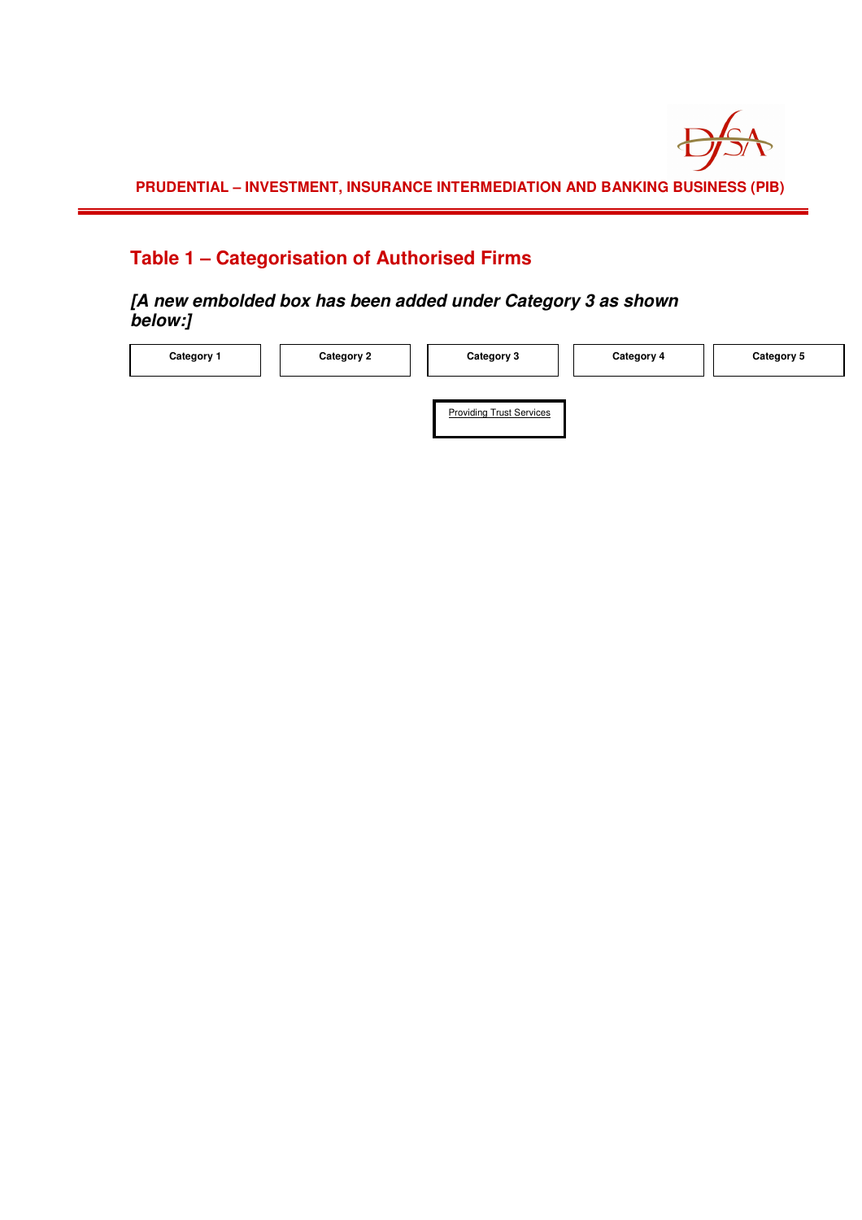## Table 1 – Categorisation of Authorised Firms

***[A new embolded box has been added under Category 3 as shown below:]***

| Category 1 | Category 2 | Category 3 | Category 4 | Category 5 |
|---|---|---|---|---|
| | | Providing Trust Services | | |